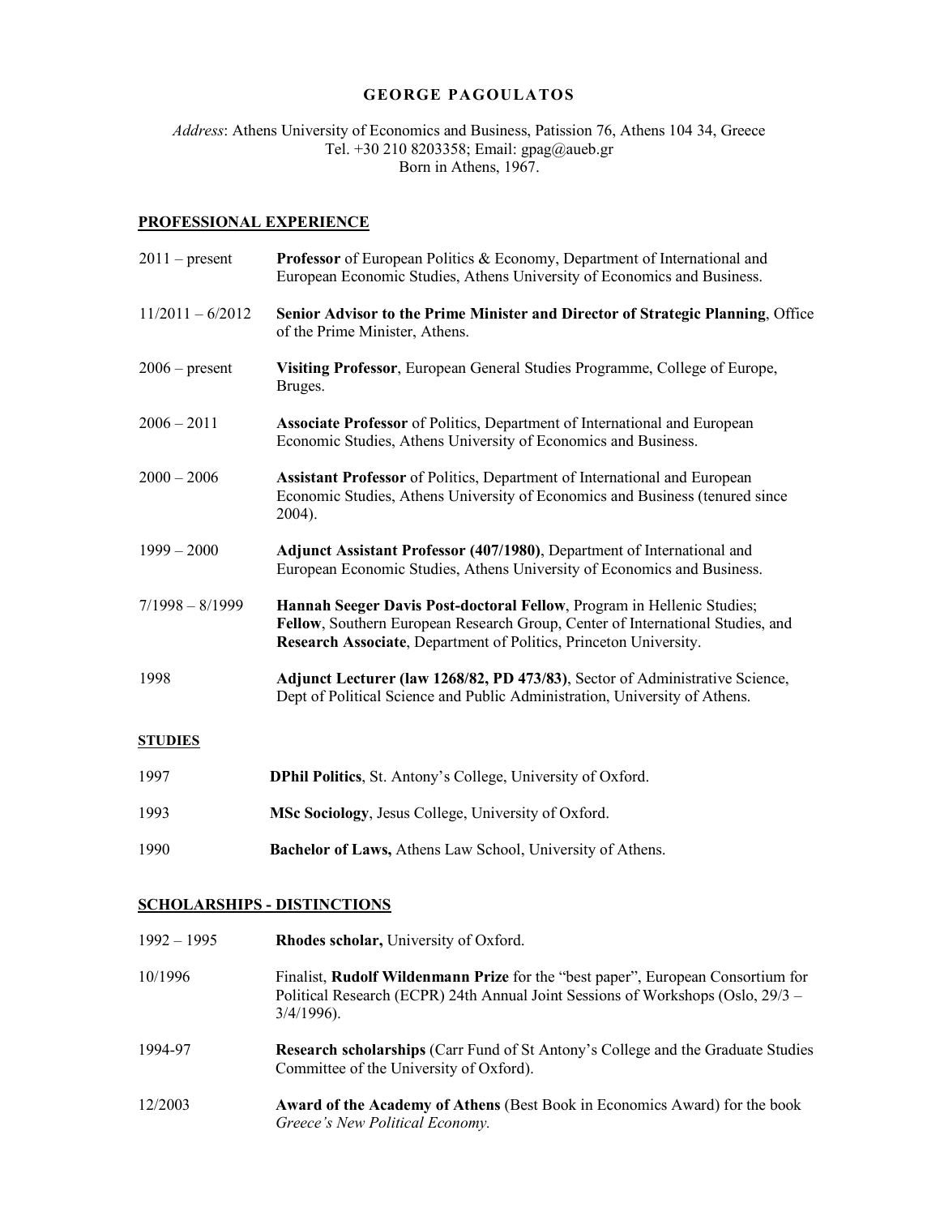# GEORGE PAGOULATOS

*Address*: Athens University of Economics and Business, Patission 76, Athens 104 34, Greece
Tel. +30 210 8203358; Email: gpag@aueb.gr
Born in Athens, 1967.

## PROFESSIONAL EXPERIENCE

| | |
|---|---|
| 2011 – present | **Professor** of European Politics & Economy, Department of International and European Economic Studies, Athens University of Economics and Business. |
| 11/2011 – 6/2012 | **Senior Advisor to the Prime Minister and Director of Strategic Planning**, Office of the Prime Minister, Athens. |
| 2006 – present | **Visiting Professor**, European General Studies Programme, College of Europe, Bruges. |
| 2006 – 2011 | **Associate Professor** of Politics, Department of International and European Economic Studies, Athens University of Economics and Business. |
| 2000 – 2006 | **Assistant Professor** of Politics, Department of International and European Economic Studies, Athens University of Economics and Business (tenured since 2004). |
| 1999 – 2000 | **Adjunct Assistant Professor (407/1980)**, Department of International and European Economic Studies, Athens University of Economics and Business. |
| 7/1998 – 8/1999 | **Hannah Seeger Davis Post-doctoral Fellow**, Program in Hellenic Studies; **Fellow**, Southern European Research Group, Center of International Studies, and **Research Associate**, Department of Politics, Princeton University. |
| 1998 | **Adjunct Lecturer (law 1268/82, PD 473/83)**, Sector of Administrative Science, Dept of Political Science and Public Administration, University of Athens. |

## STUDIES

| | |
|---|---|
| 1997 | **DPhil Politics**, St. Antony's College, University of Oxford. |
| 1993 | **MSc Sociology**, Jesus College, University of Oxford. |
| 1990 | **Bachelor of Laws,** Athens Law School, University of Athens. |

## SCHOLARSHIPS - DISTINCTIONS

| | |
|---|---|
| 1992 – 1995 | **Rhodes scholar,** University of Oxford. |
| 10/1996 | Finalist, **Rudolf Wildenmann Prize** for the "best paper", European Consortium for Political Research (ECPR) 24th Annual Joint Sessions of Workshops (Oslo, 29/3 – 3/4/1996). |
| 1994-97 | **Research scholarships** (Carr Fund of St Antony's College and the Graduate Studies Committee of the University of Oxford). |
| 12/2003 | **Award of the Academy of Athens** (Best Book in Economics Award) for the book *Greece's New Political Economy.* |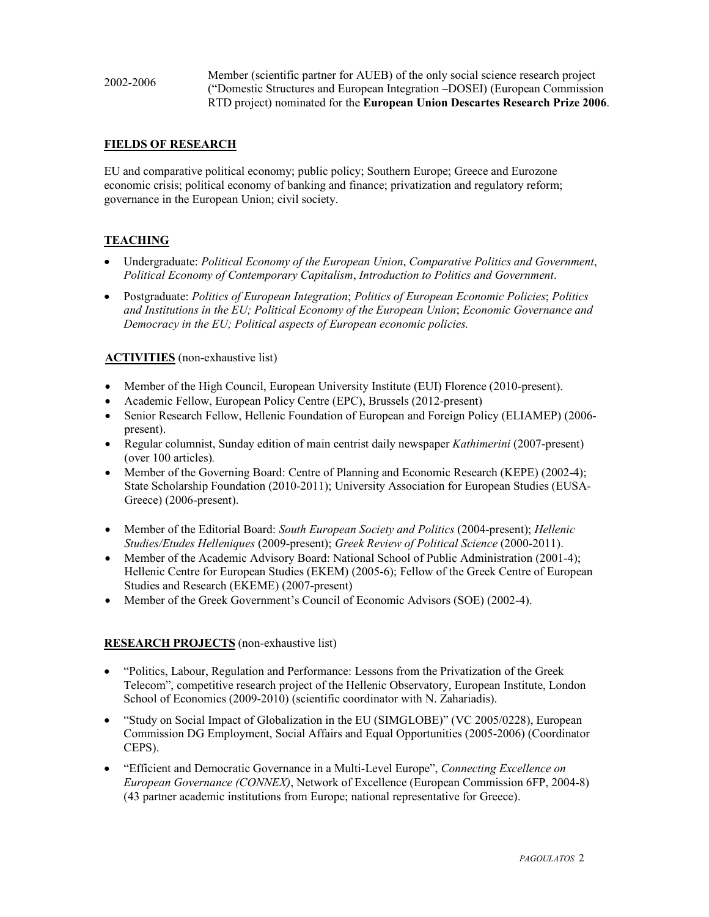| | |
|---|---|
| 2002-2006 | Member (scientific partner for AUEB) of the only social science research project ("Domestic Structures and European Integration –DOSEI) (European Commission RTD project) nominated for the **European Union Descartes Research Prize 2006**. |

## FIELDS OF RESEARCH

EU and comparative political economy; public policy; Southern Europe; Greece and Eurozone economic crisis; political economy of banking and finance; privatization and regulatory reform; governance in the European Union; civil society.

## TEACHING

- Undergraduate: *Political Economy of the European Union*, *Comparative Politics and Government*, *Political Economy of Contemporary Capitalism*, *Introduction to Politics and Government*.
- Postgraduate: *Politics of European Integration*; *Politics of European Economic Policies*; *Politics and Institutions in the EU; Political Economy of the European Union*; *Economic Governance and Democracy in the EU; Political aspects of European economic policies.*

## ACTIVITIES (non-exhaustive list)

- Member of the High Council, European University Institute (EUI) Florence (2010-present).
- Academic Fellow, European Policy Centre (EPC), Brussels (2012-present)
- Senior Research Fellow, Hellenic Foundation of European and Foreign Policy (ELIAMEP) (2006-present).
- Regular columnist, Sunday edition of main centrist daily newspaper *Kathimerini* (2007-present) (over 100 articles).
- Member of the Governing Board: Centre of Planning and Economic Research (KEPE) (2002-4); State Scholarship Foundation (2010-2011); University Association for European Studies (EUSA-Greece) (2006-present).
- Member of the Editorial Board: *South European Society and Politics* (2004-present); *Hellenic Studies/Etudes Helleniques* (2009-present); *Greek Review of Political Science* (2000-2011).
- Member of the Academic Advisory Board: National School of Public Administration (2001-4); Hellenic Centre for European Studies (EKEM) (2005-6); Fellow of the Greek Centre of European Studies and Research (EKEME) (2007-present)
- Member of the Greek Government's Council of Economic Advisors (SOE) (2002-4).

## RESEARCH PROJECTS (non-exhaustive list)

- "Politics, Labour, Regulation and Performance: Lessons from the Privatization of the Greek Telecom", competitive research project of the Hellenic Observatory, European Institute, London School of Economics (2009-2010) (scientific coordinator with N. Zahariadis).
- "Study on Social Impact of Globalization in the EU (SIMGLOBE)" (VC 2005/0228), European Commission DG Employment, Social Affairs and Equal Opportunities (2005-2006) (Coordinator CEPS).
- "Efficient and Democratic Governance in a Multi-Level Europe", *Connecting Excellence on European Governance (CONNEX)*, Network of Excellence (European Commission 6FP, 2004-8) (43 partner academic institutions from Europe; national representative for Greece).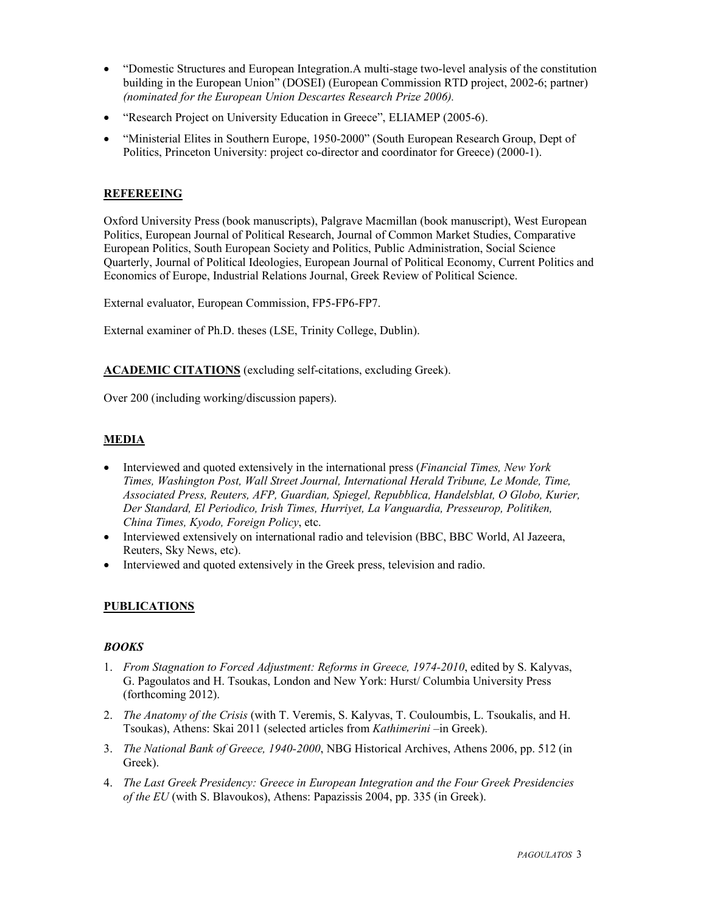- "Domestic Structures and European Integration.A multi-stage two-level analysis of the constitution building in the European Union" (DOSEI) (European Commission RTD project, 2002-6; partner) *(nominated for the European Union Descartes Research Prize 2006).*
- "Research Project on University Education in Greece", ELIAMEP (2005-6).
- "Ministerial Elites in Southern Europe, 1950-2000" (South European Research Group, Dept of Politics, Princeton University: project co-director and coordinator for Greece) (2000-1).

## REFEREEING

Oxford University Press (book manuscripts), Palgrave Macmillan (book manuscript), West European Politics, European Journal of Political Research, Journal of Common Market Studies, Comparative European Politics, South European Society and Politics, Public Administration, Social Science Quarterly, Journal of Political Ideologies, European Journal of Political Economy, Current Politics and Economics of Europe, Industrial Relations Journal, Greek Review of Political Science.

External evaluator, European Commission, FP5-FP6-FP7.

External examiner of Ph.D. theses (LSE, Trinity College, Dublin).

## ACADEMIC CITATIONS (excluding self-citations, excluding Greek).

Over 200 (including working/discussion papers).

## MEDIA

- Interviewed and quoted extensively in the international press (*Financial Times, New York Times, Washington Post, Wall Street Journal, International Herald Tribune, Le Monde, Time, Associated Press, Reuters, AFP, Guardian, Spiegel, Repubblica, Handelsblat, O Globo, Kurier, Der Standard, El Periodico, Irish Times, Hurriyet, La Vanguardia, Presseurop, Politiken, China Times, Kyodo, Foreign Policy*, etc.
- Interviewed extensively on international radio and television (BBC, BBC World, Al Jazeera, Reuters, Sky News, etc).
- Interviewed and quoted extensively in the Greek press, television and radio.

## PUBLICATIONS

### *BOOKS*

1. *From Stagnation to Forced Adjustment: Reforms in Greece, 1974-2010*, edited by S. Kalyvas, G. Pagoulatos and H. Tsoukas, London and New York: Hurst/ Columbia University Press (forthcoming 2012).
2. *The Anatomy of the Crisis* (with T. Veremis, S. Kalyvas, T. Couloumbis, L. Tsoukalis, and H. Tsoukas), Athens: Skai 2011 (selected articles from *Kathimerini* –in Greek).
3. *The National Bank of Greece, 1940-2000*, NBG Historical Archives, Athens 2006, pp. 512 (in Greek).
4. *The Last Greek Presidency: Greece in European Integration and the Four Greek Presidencies of the EU* (with S. Blavoukos), Athens: Papazissis 2004, pp. 335 (in Greek).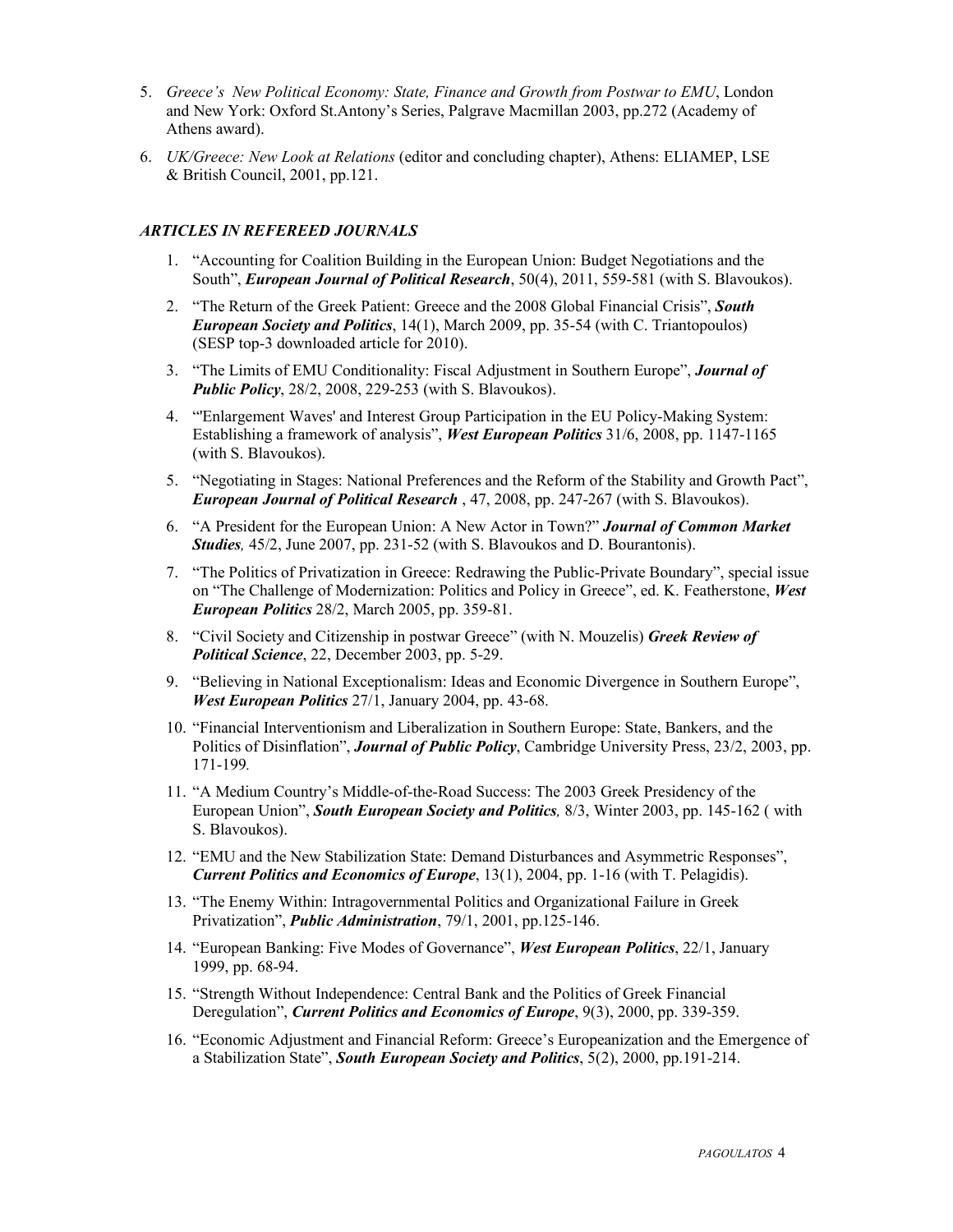5. *Greece's New Political Economy: State, Finance and Growth from Postwar to EMU*, London and New York: Oxford St.Antony's Series, Palgrave Macmillan 2003, pp.272 (Academy of Athens award).
6. *UK/Greece: New Look at Relations* (editor and concluding chapter), Athens: ELIAMEP, LSE & British Council, 2001, pp.121.

### *ARTICLES IN REFEREED JOURNALS*

1. "Accounting for Coalition Building in the European Union: Budget Negotiations and the South", ***European Journal of Political Research***, 50(4), 2011, 559-581 (with S. Blavoukos).
2. "The Return of the Greek Patient: Greece and the 2008 Global Financial Crisis", ***South European Society and Politics***, 14(1), March 2009, pp. 35-54 (with C. Triantopoulos) (SESP top-3 downloaded article for 2010).
3. "The Limits of EMU Conditionality: Fiscal Adjustment in Southern Europe", ***Journal of Public Policy***, 28/2, 2008, 229-253 (with S. Blavoukos).
4. "'Enlargement Waves' and Interest Group Participation in the EU Policy-Making System: Establishing a framework of analysis", ***West European Politics*** 31/6, 2008, pp. 1147-1165 (with S. Blavoukos).
5. "Negotiating in Stages: National Preferences and the Reform of the Stability and Growth Pact", ***European Journal of Political Research*** , 47, 2008, pp. 247-267 (with S. Blavoukos).
6. "A President for the European Union: A New Actor in Town?" ***Journal of Common Market Studies****,* 45/2, June 2007, pp. 231-52 (with S. Blavoukos and D. Bourantonis).
7. "The Politics of Privatization in Greece: Redrawing the Public-Private Boundary", special issue on "The Challenge of Modernization: Politics and Policy in Greece", ed. K. Featherstone, ***West European Politics*** 28/2, March 2005, pp. 359-81.
8. "Civil Society and Citizenship in postwar Greece" (with N. Mouzelis) ***Greek Review of Political Science***, 22, December 2003, pp. 5-29.
9. "Believing in National Exceptionalism: Ideas and Economic Divergence in Southern Europe", ***West European Politics*** 27/1, January 2004, pp. 43-68.
10. "Financial Interventionism and Liberalization in Southern Europe: State, Bankers, and the Politics of Disinflation", ***Journal of Public Policy***, Cambridge University Press, 23/2, 2003, pp. 171-199*.*
11. "A Medium Country's Middle-of-the-Road Success: The 2003 Greek Presidency of the European Union", ***South European Society and Politics****,* 8/3, Winter 2003, pp. 145-162 ( with S. Blavoukos).
12. "EMU and the New Stabilization State: Demand Disturbances and Asymmetric Responses", ***Current Politics and Economics of Europe***, 13(1), 2004, pp. 1-16 (with T. Pelagidis).
13. "The Enemy Within: Intragovernmental Politics and Organizational Failure in Greek Privatization", ***Public Administration***, 79/1, 2001, pp.125-146.
14. "European Banking: Five Modes of Governance", ***West European Politics***, 22/1, January 1999, pp. 68-94.
15. "Strength Without Independence: Central Bank and the Politics of Greek Financial Deregulation", ***Current Politics and Economics of Europe***, 9(3), 2000, pp. 339-359.
16. "Economic Adjustment and Financial Reform: Greece's Europeanization and the Emergence of a Stabilization State", ***South European Society and Politics***, 5(2), 2000, pp.191-214.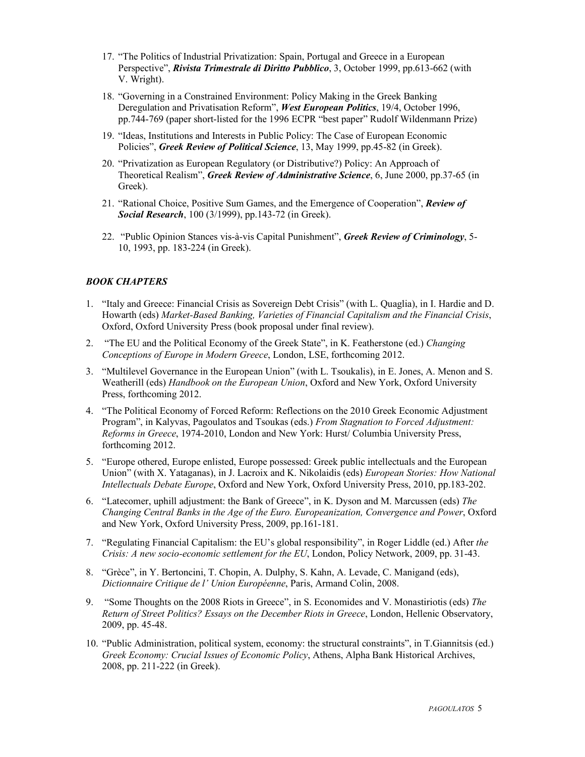17. "The Politics of Industrial Privatization: Spain, Portugal and Greece in a European Perspective", ***Rivista Trimestrale di Diritto Pubblico***, 3, October 1999, pp.613-662 (with V. Wright).

18. "Governing in a Constrained Environment: Policy Making in the Greek Banking Deregulation and Privatisation Reform", ***West European Politics***, 19/4, October 1996, pp.744-769 (paper short-listed for the 1996 ECPR "best paper" Rudolf Wildenmann Prize)

19. "Ideas, Institutions and Interests in Public Policy: The Case of European Economic Policies", ***Greek Review of Political Science***, 13, May 1999, pp.45-82 (in Greek).

20. "Privatization as European Regulatory (or Distributive?) Policy: An Approach of Theoretical Realism", ***Greek Review of Administrative Science***, 6, June 2000, pp.37-65 (in Greek).

21. "Rational Choice, Positive Sum Games, and the Emergence of Cooperation", ***Review of Social Research***, 100 (3/1999), pp.143-72 (in Greek).

22. "Public Opinion Stances vis-à-vis Capital Punishment", ***Greek Review of Criminology***, 5-10, 1993, pp. 183-224 (in Greek).

### *BOOK CHAPTERS*

1. "Italy and Greece: Financial Crisis as Sovereign Debt Crisis" (with L. Quaglia), in I. Hardie and D. Howarth (eds) *Market-Based Banking, Varieties of Financial Capitalism and the Financial Crisis*, Oxford, Oxford University Press (book proposal under final review).

2. "The EU and the Political Economy of the Greek State", in K. Featherstone (ed.) *Changing Conceptions of Europe in Modern Greece*, London, LSE, forthcoming 2012.

3. "Multilevel Governance in the European Union" (with L. Tsoukalis), in E. Jones, A. Menon and S. Weatherill (eds) *Handbook on the European Union*, Oxford and New York, Oxford University Press, forthcoming 2012.

4. "The Political Economy of Forced Reform: Reflections on the 2010 Greek Economic Adjustment Program", in Kalyvas, Pagoulatos and Tsoukas (eds.) *From Stagnation to Forced Adjustment: Reforms in Greece*, 1974-2010, London and New York: Hurst/ Columbia University Press, forthcoming 2012.

5. "Europe othered, Europe enlisted, Europe possessed: Greek public intellectuals and the European Union" (with X. Yataganas), in J. Lacroix and K. Nikolaidis (eds) *European Stories: How National Intellectuals Debate Europe*, Oxford and New York, Oxford University Press, 2010, pp.183-202.

6. "Latecomer, uphill adjustment: the Bank of Greece", in K. Dyson and M. Marcussen (eds) *The Changing Central Banks in the Age of the Euro. Europeanization, Convergence and Power*, Oxford and New York, Oxford University Press, 2009, pp.161-181.

7. "Regulating Financial Capitalism: the EU's global responsibility", in Roger Liddle (ed.) After *the Crisis: A new socio-economic settlement for the EU*, London, Policy Network, 2009, pp. 31-43.

8. "Grèce", in Y. Bertoncini, T. Chopin, A. Dulphy, S. Kahn, A. Levade, C. Manigand (eds), *Dictionnaire Critique de l' Union Européenne*, Paris, Armand Colin, 2008.

9. "Some Thoughts on the 2008 Riots in Greece", in S. Economides and V. Monastiriotis (eds) *The Return of Street Politics? Essays on the December Riots in Greece*, London, Hellenic Observatory, 2009, pp. 45-48.

10. "Public Administration, political system, economy: the structural constraints", in T.Giannitsis (ed.) *Greek Economy: Crucial Issues of Economic Policy*, Athens, Alpha Bank Historical Archives, 2008, pp. 211-222 (in Greek).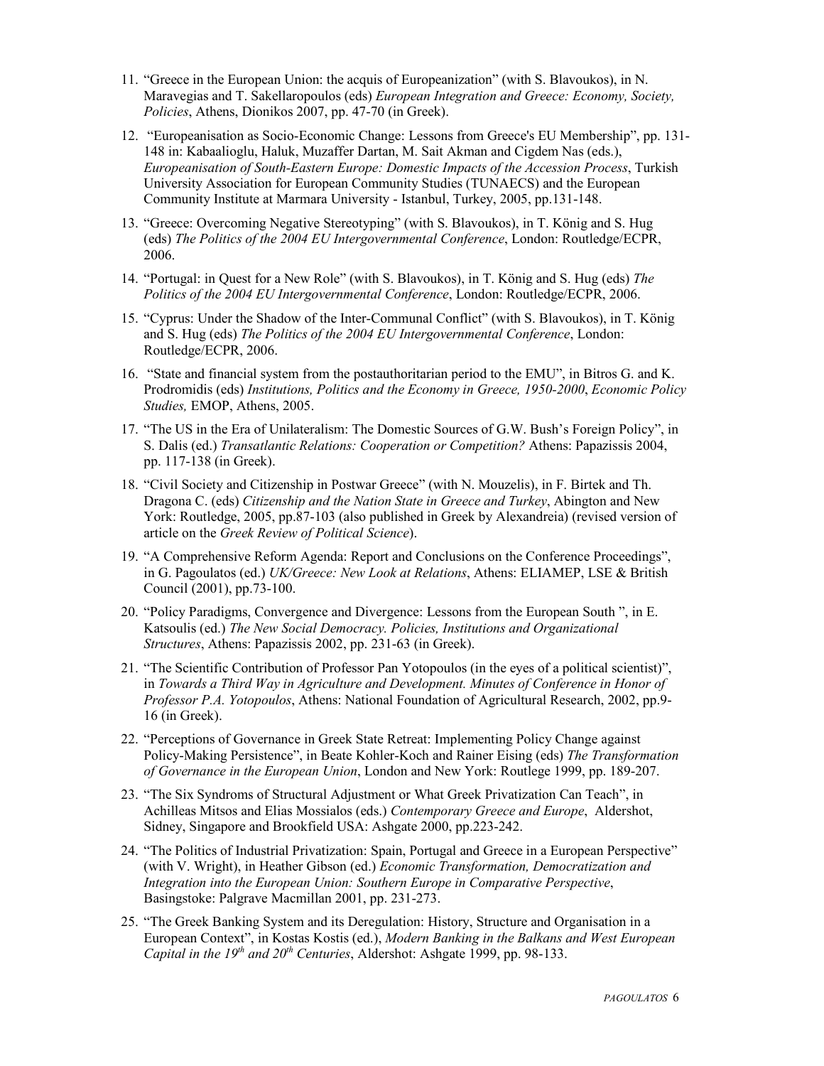11. "Greece in the European Union: the acquis of Europeanization" (with S. Blavoukos), in N. Maravegias and T. Sakellaropoulos (eds) *European Integration and Greece: Economy, Society, Policies*, Athens, Dionikos 2007, pp. 47-70 (in Greek).

12. "Europeanisation as Socio-Economic Change: Lessons from Greece's EU Membership", pp. 131-148 in: Kabaalioglu, Haluk, Muzaffer Dartan, M. Sait Akman and Cigdem Nas (eds.), *Europeanisation of South-Eastern Europe: Domestic Impacts of the Accession Process*, Turkish University Association for European Community Studies (TUNAECS) and the European Community Institute at Marmara University - Istanbul, Turkey, 2005, pp.131-148.

13. "Greece: Overcoming Negative Stereotyping" (with S. Blavoukos), in T. König and S. Hug (eds) *The Politics of the 2004 EU Intergovernmental Conference*, London: Routledge/ECPR, 2006.

14. "Portugal: in Quest for a New Role" (with S. Blavoukos), in T. König and S. Hug (eds) *The Politics of the 2004 EU Intergovernmental Conference*, London: Routledge/ECPR, 2006.

15. "Cyprus: Under the Shadow of the Inter-Communal Conflict" (with S. Blavoukos), in T. König and S. Hug (eds) *The Politics of the 2004 EU Intergovernmental Conference*, London: Routledge/ECPR, 2006.

16. "State and financial system from the postauthoritarian period to the EMU", in Bitros G. and K. Prodromidis (eds) *Institutions, Politics and the Economy in Greece, 1950-2000*, *Economic Policy Studies,* EMOP, Athens, 2005.

17. "The US in the Era of Unilateralism: The Domestic Sources of G.W. Bush's Foreign Policy", in S. Dalis (ed.) *Transatlantic Relations: Cooperation or Competition?* Athens: Papazissis 2004, pp. 117-138 (in Greek).

18. "Civil Society and Citizenship in Postwar Greece" (with N. Mouzelis), in F. Birtek and Th. Dragona C. (eds) *Citizenship and the Nation State in Greece and Turkey*, Abington and New York: Routledge, 2005, pp.87-103 (also published in Greek by Alexandreia) (revised version of article on the *Greek Review of Political Science*).

19. "A Comprehensive Reform Agenda: Report and Conclusions on the Conference Proceedings", in G. Pagoulatos (ed.) *UK/Greece: New Look at Relations*, Athens: ELIAMEP, LSE & British Council (2001), pp.73-100.

20. "Policy Paradigms, Convergence and Divergence: Lessons from the European South ", in E. Katsoulis (ed.) *The New Social Democracy. Policies, Institutions and Organizational Structures*, Athens: Papazissis 2002, pp. 231-63 (in Greek).

21. "The Scientific Contribution of Professor Pan Yotopoulos (in the eyes of a political scientist)", in *Towards a Third Way in Agriculture and Development. Minutes of Conference in Honor of Professor P.A. Yotopoulos*, Athens: National Foundation of Agricultural Research, 2002, pp.9-16 (in Greek).

22. "Perceptions of Governance in Greek State Retreat: Implementing Policy Change against Policy-Making Persistence", in Beate Kohler-Koch and Rainer Eising (eds) *The Transformation of Governance in the European Union*, London and New York: Routlege 1999, pp. 189-207.

23. "The Six Syndroms of Structural Adjustment or What Greek Privatization Can Teach", in Achilleas Mitsos and Elias Mossialos (eds.) *Contemporary Greece and Europe*, Aldershot, Sidney, Singapore and Brookfield USA: Ashgate 2000, pp.223-242.

24. "The Politics of Industrial Privatization: Spain, Portugal and Greece in a European Perspective" (with V. Wright), in Heather Gibson (ed.) *Economic Transformation, Democratization and Integration into the European Union: Southern Europe in Comparative Perspective*, Basingstoke: Palgrave Macmillan 2001, pp. 231-273.

25. "The Greek Banking System and its Deregulation: History, Structure and Organisation in a European Context", in Kostas Kostis (ed.), *Modern Banking in the Balkans and West European Capital in the 19th and 20th Centuries*, Aldershot: Ashgate 1999, pp. 98-133.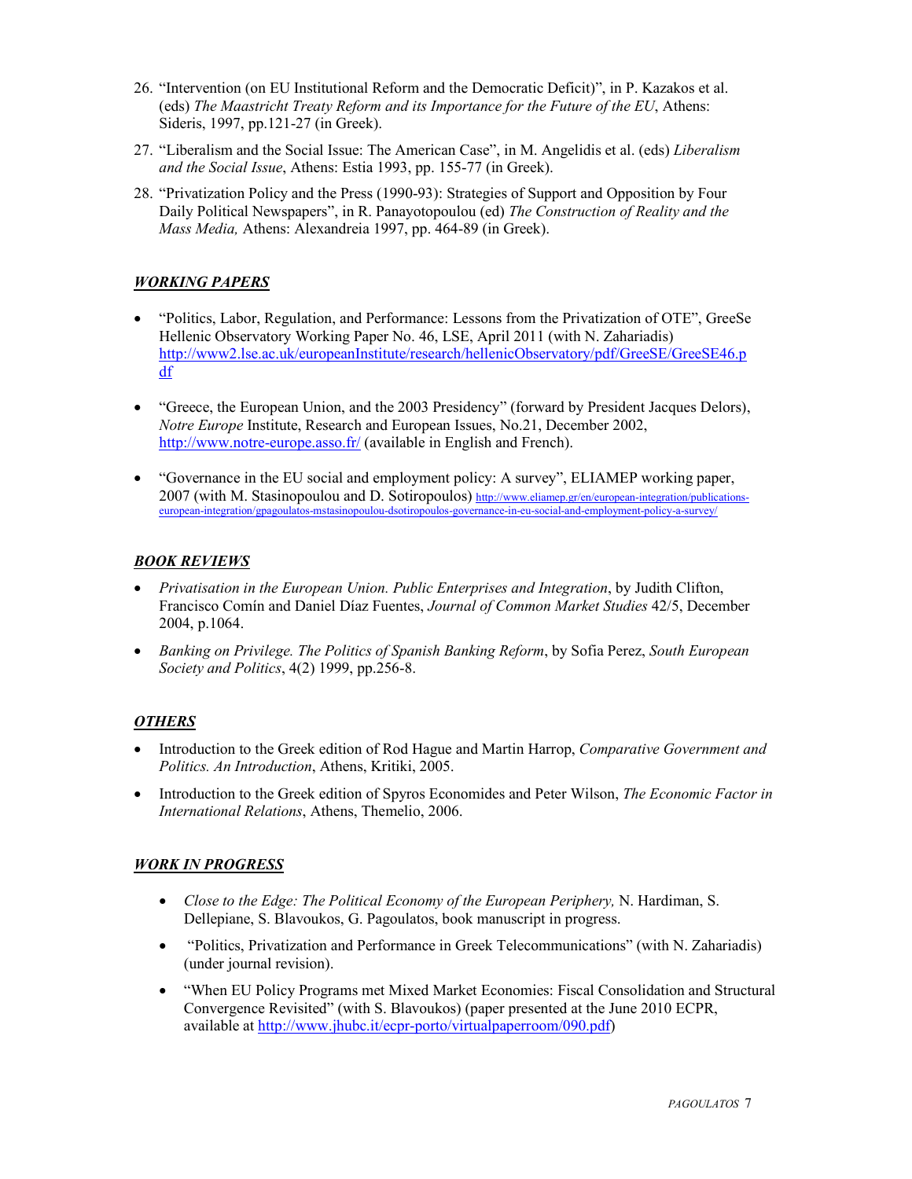26. "Intervention (on EU Institutional Reform and the Democratic Deficit)", in P. Kazakos et al. (eds) *The Maastricht Treaty Reform and its Importance for the Future of the EU*, Athens: Sideris, 1997, pp.121-27 (in Greek).
27. "Liberalism and the Social Issue: The American Case", in M. Angelidis et al. (eds) *Liberalism and the Social Issue*, Athens: Estia 1993, pp. 155-77 (in Greek).
28. "Privatization Policy and the Press (1990-93): Strategies of Support and Opposition by Four Daily Political Newspapers", in R. Panayotopoulou (ed) *The Construction of Reality and the Mass Media,* Athens: Alexandreia 1997, pp. 464-89 (in Greek).

## *WORKING PAPERS*

- "Politics, Labor, Regulation, and Performance: Lessons from the Privatization of OTE", GreeSe Hellenic Observatory Working Paper No. 46, LSE, April 2011 (with N. Zahariadis) http://www2.lse.ac.uk/europeanInstitute/research/hellenicObservatory/pdf/GreeSE/GreeSE46.pdf
- "Greece, the European Union, and the 2003 Presidency" (forward by President Jacques Delors), *Notre Europe* Institute, Research and European Issues, No.21, December 2002, http://www.notre-europe.asso.fr/ (available in English and French).
- "Governance in the EU social and employment policy: A survey", ELIAMEP working paper, 2007 (with M. Stasinopoulou and D. Sotiropoulos) http://www.eliamep.gr/en/european-integration/publications-european-integration/gpagoulatos-mstasinopoulou-dsotiropoulos-governance-in-eu-social-and-employment-policy-a-survey/

## *BOOK REVIEWS*

- *Privatisation in the European Union. Public Enterprises and Integration*, by Judith Clifton, Francisco Comín and Daniel Díaz Fuentes, *Journal of Common Market Studies* 42/5, December 2004, p.1064.
- *Banking on Privilege. The Politics of Spanish Banking Reform*, by Sofia Perez, *South European Society and Politics*, 4(2) 1999, pp.256-8.

## *OTHERS*

- Introduction to the Greek edition of Rod Hague and Martin Harrop, *Comparative Government and Politics. An Introduction*, Athens, Kritiki, 2005.
- Introduction to the Greek edition of Spyros Economides and Peter Wilson, *The Economic Factor in International Relations*, Athens, Themelio, 2006.

## *WORK IN PROGRESS*

- *Close to the Edge: The Political Economy of the European Periphery,* N. Hardiman, S. Dellepiane, S. Blavoukos, G. Pagoulatos, book manuscript in progress.
- "Politics, Privatization and Performance in Greek Telecommunications" (with N. Zahariadis) (under journal revision).
- "When EU Policy Programs met Mixed Market Economies: Fiscal Consolidation and Structural Convergence Revisited" (with S. Blavoukos) (paper presented at the June 2010 ECPR, available at http://www.jhubc.it/ecpr-porto/virtualpaperroom/090.pdf)